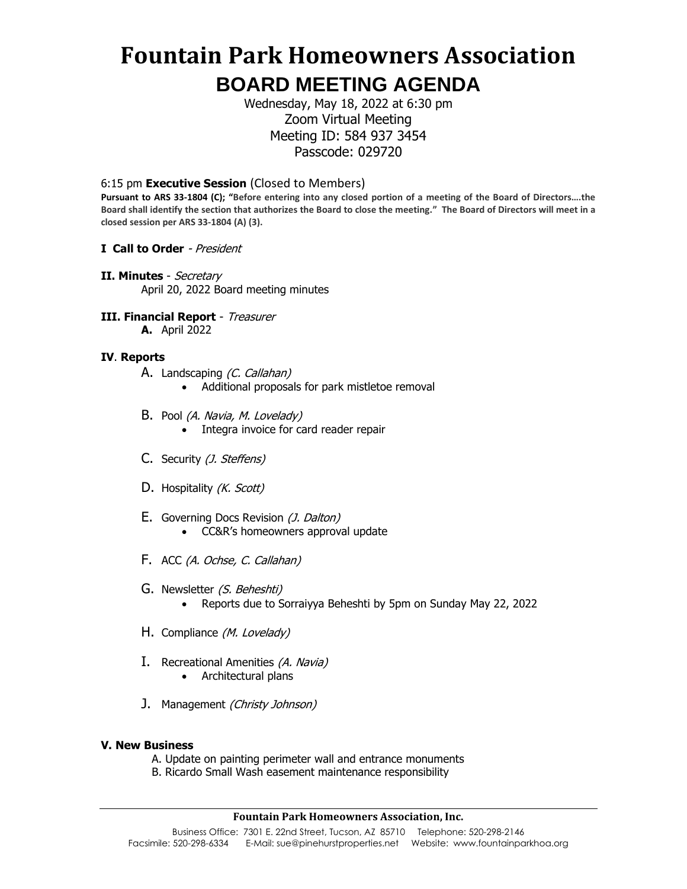# Fountain Park Homeowners Association

## BOARD MEETING AGENDA

Wednesday, May 18, 2022 at 6:30 pm
Zoom Virtual Meeting
Meeting ID: 584 937 3454
Passcode: 029720

6:15 pm **Executive Session** (Closed to Members)

**Pursuant to ARS 33-1804 (C); "Before entering into any closed portion of a meeting of the Board of Directors….the Board shall identify the section that authorizes the Board to close the meeting." The Board of Directors will meet in a closed session per ARS 33-1804 (A) (3).**

**I Call to Order** - *President*

**II. Minutes** - *Secretary*
April 20, 2022 Board meeting minutes

**III. Financial Report** - *Treasurer*
**A.** April 2022

**IV. Reports**

A. Landscaping *(C. Callahan)*
- Additional proposals for park mistletoe removal

B. Pool *(A. Navia, M. Lovelady)*
- Integra invoice for card reader repair

C. Security *(J. Steffens)*

D. Hospitality *(K. Scott)*

E. Governing Docs Revision *(J. Dalton)*
- CC&R's homeowners approval update

F. ACC *(A. Ochse, C. Callahan)*

G. Newsletter *(S. Beheshti)*
- Reports due to Sorraiyya Beheshti by 5pm on Sunday May 22, 2022

H. Compliance *(M. Lovelady)*

I. Recreational Amenities *(A. Navia)*
- Architectural plans

J. Management *(Christy Johnson)*

**V. New Business**

A. Update on painting perimeter wall and entrance monuments
B. Ricardo Small Wash easement maintenance responsibility

**Fountain Park Homeowners Association, Inc.**
Business Office: 7301 E. 22nd Street, Tucson, AZ 85710 Telephone: 520-298-2146
Facsimile: 520-298-6334 E-Mail: sue@pinehurstproperties.net Website: www.fountainparkhoa.org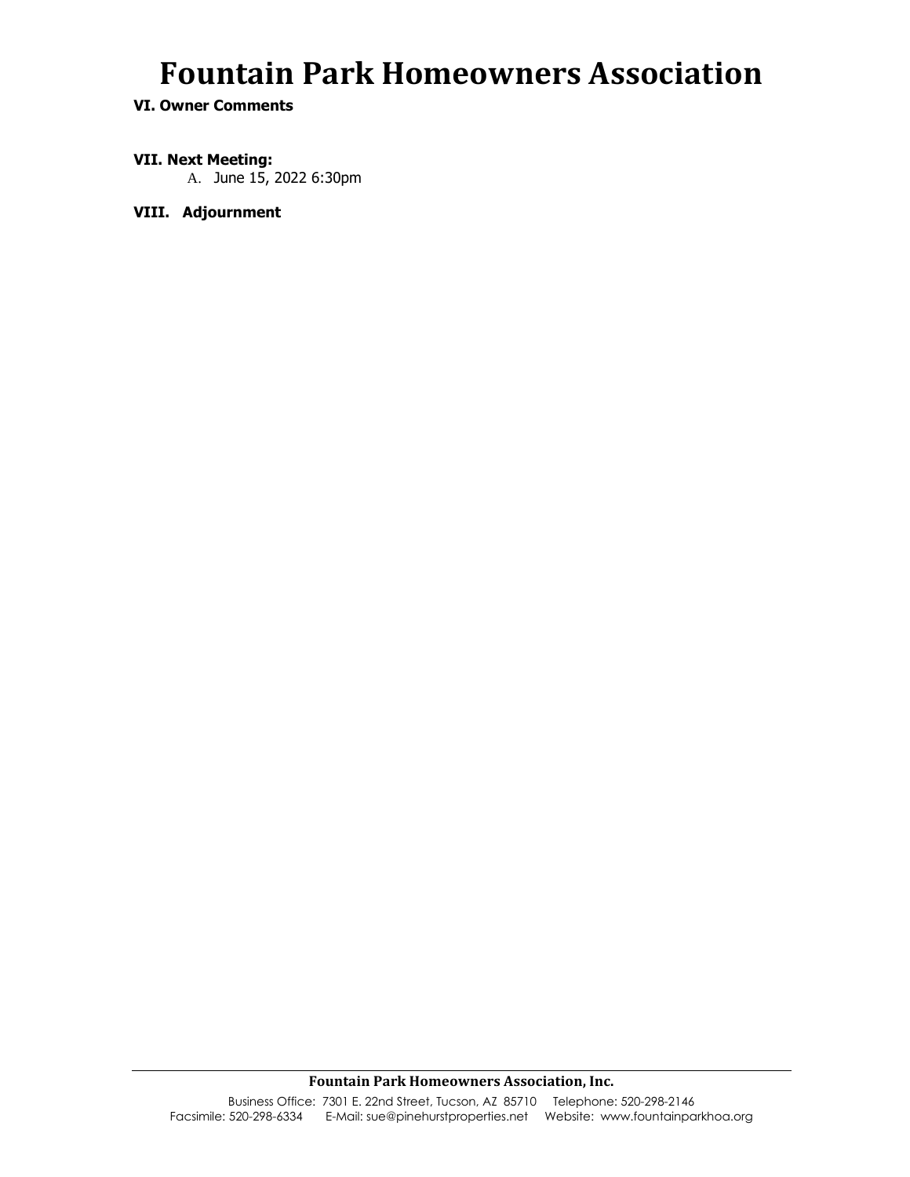# Fountain Park Homeowners Association

**VI. Owner Comments**

**VII. Next Meeting:**

A. June 15, 2022 6:30pm

**VIII. Adjournment**

**Fountain Park Homeowners Association, Inc.**

Business Office: 7301 E. 22nd Street, Tucson, AZ 85710 Telephone: 520-298-2146
Facsimile: 520-298-6334 E-Mail: sue@pinehurstproperties.net Website: www.fountainparkhoa.org